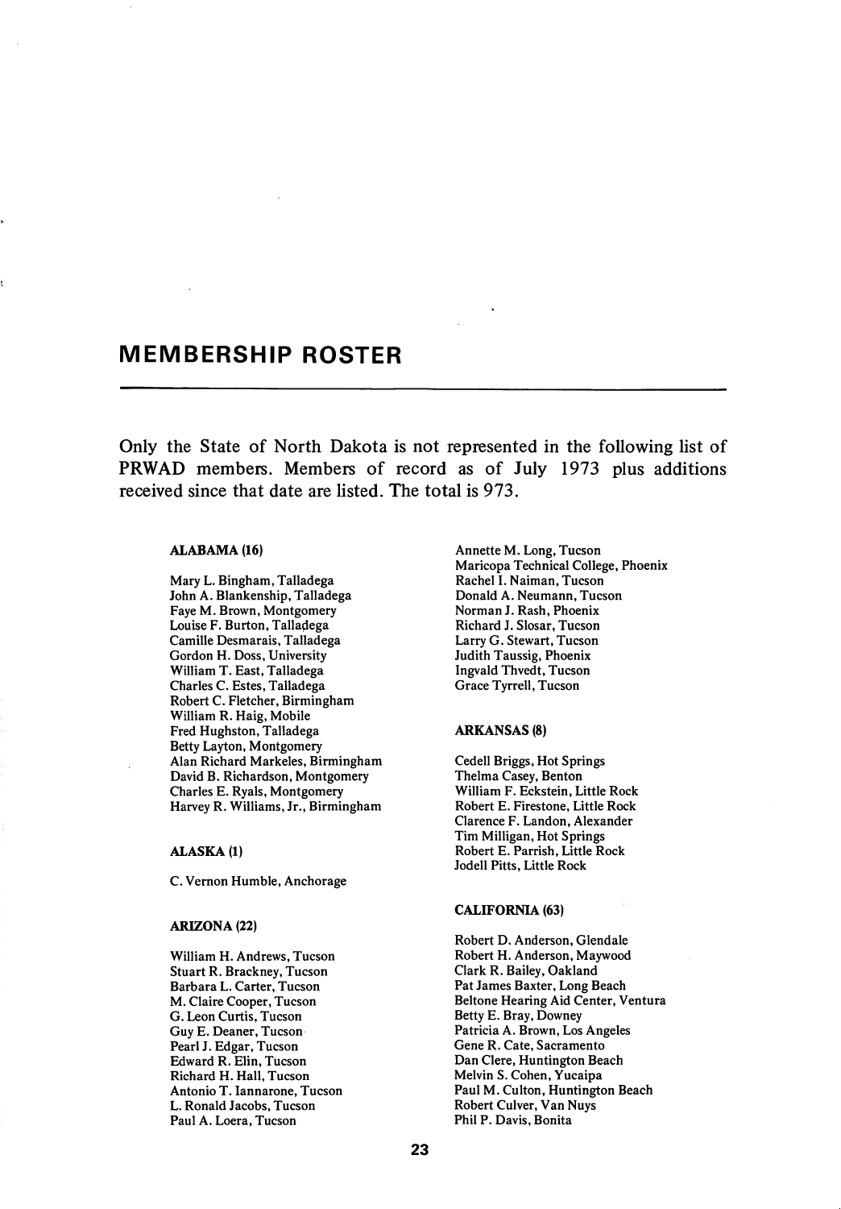# MEMBERSHIP ROSTER

Only the State of North Dakota is not represented in the following list of PRWAD members. Members of record as of July 1973 plus additions received since that date are listed. The total is 973.

**ALABAMA (16)**

Mary L. Bingham, Talladega
John A. Blankenship, Talladega
Faye M. Brown, Montgomery
Louise F. Burton, Talladega
Camille Desmarais, Talladega
Gordon H. Doss, University
William T. East, Talladega
Charles C. Estes, Talladega
Robert C. Fletcher, Birmingham
William R. Haig, Mobile
Fred Hughston, Talladega
Betty Layton, Montgomery
Alan Richard Markeles, Birmingham
David B. Richardson, Montgomery
Charles E. Ryals, Montgomery
Harvey R. Williams, Jr., Birmingham

**ALASKA (1)**

C. Vernon Humble, Anchorage

**ARIZONA (22)**

William H. Andrews, Tucson
Stuart R. Brackney, Tucson
Barbara L. Carter, Tucson
M. Claire Cooper, Tucson
G. Leon Curtis, Tucson
Guy E. Deaner, Tucson
Pearl J. Edgar, Tucson
Edward R. Elin, Tucson
Richard H. Hall, Tucson
Antonio T. Iannarone, Tucson
L. Ronald Jacobs, Tucson
Paul A. Loera, Tucson
Annette M. Long, Tucson
Maricopa Technical College, Phoenix
Rachel I. Naiman, Tucson
Donald A. Neumann, Tucson
Norman J. Rash, Phoenix
Richard J. Slosar, Tucson
Larry G. Stewart, Tucson
Judith Taussig, Phoenix
Ingvald Thvedt, Tucson
Grace Tyrrell, Tucson

**ARKANSAS (8)**

Cedell Briggs, Hot Springs
Thelma Casey, Benton
William F. Eckstein, Little Rock
Robert E. Firestone, Little Rock
Clarence F. Landon, Alexander
Tim Milligan, Hot Springs
Robert E. Parrish, Little Rock
Jodell Pitts, Little Rock

**CALIFORNIA (63)**

Robert D. Anderson, Glendale
Robert H. Anderson, Maywood
Clark R. Bailey, Oakland
Pat James Baxter, Long Beach
Beltone Hearing Aid Center, Ventura
Betty E. Bray, Downey
Patricia A. Brown, Los Angeles
Gene R. Cate, Sacramento
Dan Clere, Huntington Beach
Melvin S. Cohen, Yucaipa
Paul M. Culton, Huntington Beach
Robert Culver, Van Nuys
Phil P. Davis, Bonita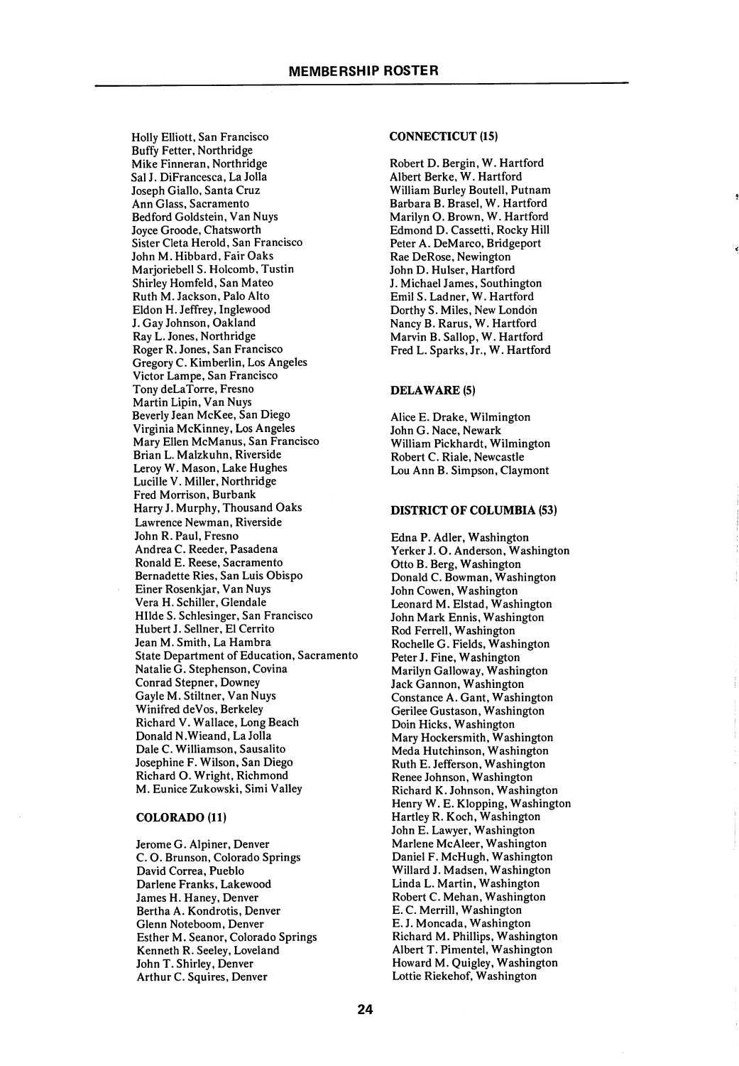Holly Elliott, San Francisco
Buffy Fetter, Northridge
Mike Finneran, Northridge
Sal J. DiFrancesca, La Jolla
Joseph Giallo, Santa Cruz
Ann Glass, Sacramento
Bedford Goldstein, Van Nuys
Joyce Groode, Chatsworth
Sister Cleta Herold, San Francisco
John M. Hibbard, Fair Oaks
Marjoriebell S. Holcomb, Tustin
Shirley Homfeld, San Mateo
Ruth M. Jackson, Palo Alto
Eldon H. Jeffrey, Inglewood
J. Gay Johnson, Oakland
Ray L. Jones, Northridge
Roger R. Jones, San Francisco
Gregory C. Kimberlin, Los Angeles
Victor Lampe, San Francisco
Tony deLaTorre, Fresno
Martin Lipin, Van Nuys
Beverly Jean McKee, San Diego
Virginia McKinney, Los Angeles
Mary Ellen McManus, San Francisco
Brian L. Malzkuhn, Riverside
Leroy W. Mason, Lake Hughes
Lucille V. Miller, Northridge
Fred Morrison, Burbank
Harry J. Murphy, Thousand Oaks
Lawrence Newman, Riverside
John R. Paul, Fresno
Andrea C. Reeder, Pasadena
Ronald E. Reese, Sacramento
Bernadette Ries, San Luis Obispo
Einer Rosenkjar, Van Nuys
Vera H. Schiller, Glendale
HIlde S. Schlesinger, San Francisco
Hubert J. Sellner, El Cerrito
Jean M. Smith, La Hambra
State Department of Education, Sacramento
Natalie G. Stephenson, Covina
Conrad Stepner, Downey
Gayle M. Stiltner, Van Nuys
Winifred deVos, Berkeley
Richard V. Wallace, Long Beach
Donald N. Wieand, La Jolla
Dale C. Williamson, Sausalito
Josephine F. Wilson, San Diego
Richard O. Wright, Richmond
M. Eunice Zukowski, Simi Valley

**COLORADO (11)**

Jerome G. Alpiner, Denver
C. O. Brunson, Colorado Springs
David Correa, Pueblo
Darlene Franks, Lakewood
James H. Haney, Denver
Bertha A. Kondrotis, Denver
Glenn Noteboom, Denver
Esther M. Seanor, Colorado Springs
Kenneth R. Seeley, Loveland
John T. Shirley, Denver
Arthur C. Squires, Denver

**CONNECTICUT (15)**

Robert D. Bergin, W. Hartford
Albert Berke, W. Hartford
William Burley Boutell, Putnam
Barbara B. Brasel, W. Hartford
Marilyn O. Brown, W. Hartford
Edmond D. Cassetti, Rocky Hill
Peter A. DeMarco, Bridgeport
Rae DeRose, Newington
John D. Hulser, Hartford
J. Michael James, Southington
Emil S. Ladner, W. Hartford
Dorthy S. Miles, New London
Nancy B. Rarus, W. Hartford
Marvin B. Sallop, W. Hartford
Fred L. Sparks, Jr., W. Hartford

**DELAWARE (5)**

Alice E. Drake, Wilmington
John G. Nace, Newark
William Pickhardt, Wilmington
Robert C. Riale, Newcastle
Lou Ann B. Simpson, Claymont

**DISTRICT OF COLUMBIA (53)**

Edna P. Adler, Washington
Yerker J. O. Anderson, Washington
Otto B. Berg, Washington
Donald C. Bowman, Washington
John Cowen, Washington
Leonard M. Elstad, Washington
John Mark Ennis, Washington
Rod Ferrell, Washington
Rochelle G. Fields, Washington
Peter J. Fine, Washington
Marilyn Galloway, Washington
Jack Gannon, Washington
Constance A. Gant, Washington
Gerilee Gustason, Washington
Doin Hicks, Washington
Mary Hockersmith, Washington
Meda Hutchinson, Washington
Ruth E. Jefferson, Washington
Renee Johnson, Washington
Richard K. Johnson, Washington
Henry W. E. Klopping, Washington
Hartley R. Koch, Washington
John E. Lawyer, Washington
Marlene McAleer, Washington
Daniel F. McHugh, Washington
Willard J. Madsen, Washington
Linda L. Martin, Washington
Robert C. Mehan, Washington
E. C. Merrill, Washington
E. J. Moncada, Washington
Richard M. Phillips, Washington
Albert T. Pimentel, Washington
Howard M. Quigley, Washington
Lottie Riekehof, Washington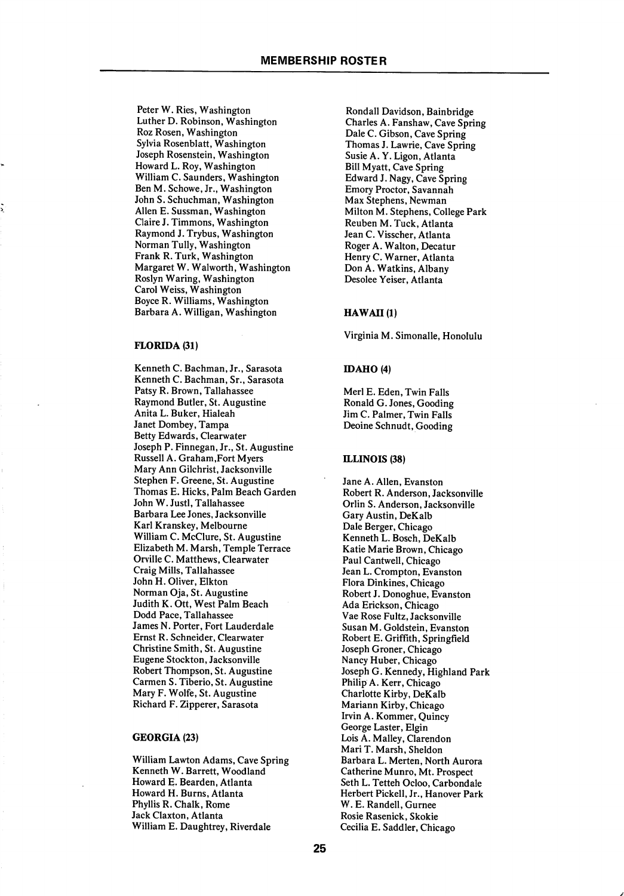Peter W. Ries, Washington
Luther D. Robinson, Washington
Roz Rosen, Washington
Sylvia Rosenblatt, Washington
Joseph Rosenstein, Washington
Howard L. Roy, Washington
William C. Saunders, Washington
Ben M. Schowe, Jr., Washington
John S. Schuchman, Washington
Allen E. Sussman, Washington
Claire J. Timmons, Washington
Raymond J. Trybus, Washington
Norman Tully, Washington
Frank R. Turk, Washington
Margaret W. Walworth, Washington
Roslyn Waring, Washington
Carol Weiss, Washington
Boyce R. Williams, Washington
Barbara A. Willigan, Washington

## FLORIDA (31)

Kenneth C. Bachman, Jr., Sarasota
Kenneth C. Bachman, Sr., Sarasota
Patsy R. Brown, Tallahassee
Raymond Butler, St. Augustine
Anita L. Buker, Hialeah
Janet Dombey, Tampa
Betty Edwards, Clearwater
Joseph P. Finnegan, Jr., St. Augustine
Russell A. Graham, Fort Myers
Mary Ann Gilchrist, Jacksonville
Stephen F. Greene, St. Augustine
Thomas E. Hicks, Palm Beach Garden
John W. Justl, Tallahassee
Barbara Lee Jones, Jacksonville
Karl Kranskey, Melbourne
William C. McClure, St. Augustine
Elizabeth M. Marsh, Temple Terrace
Orville C. Matthews, Clearwater
Craig Mills, Tallahassee
John H. Oliver, Elkton
Norman Oja, St. Augustine
Judith K. Ott, West Palm Beach
Dodd Pace, Tallahassee
James N. Porter, Fort Lauderdale
Ernst R. Schneider, Clearwater
Christine Smith, St. Augustine
Eugene Stockton, Jacksonville
Robert Thompson, St. Augustine
Carmen S. Tiberio, St. Augustine
Mary F. Wolfe, St. Augustine
Richard F. Zipperer, Sarasota

## GEORGIA (23)

William Lawton Adams, Cave Spring
Kenneth W. Barrett, Woodland
Howard E. Bearden, Atlanta
Howard H. Burns, Atlanta
Phyllis R. Chalk, Rome
Jack Claxton, Atlanta
William E. Daughtrey, Riverdale
Rondall Davidson, Bainbridge
Charles A. Fanshaw, Cave Spring
Dale C. Gibson, Cave Spring
Thomas J. Lawrie, Cave Spring
Susie A. Y. Ligon, Atlanta
Bill Myatt, Cave Spring
Edward J. Nagy, Cave Spring
Emory Proctor, Savannah
Max Stephens, Newman
Milton M. Stephens, College Park
Reuben M. Tuck, Atlanta
Jean C. Visscher, Atlanta
Roger A. Walton, Decatur
Henry C. Warner, Atlanta
Don A. Watkins, Albany
Desolee Yeiser, Atlanta

## HAWAII (1)

Virginia M. Simonalle, Honolulu

## IDAHO (4)

Merl E. Eden, Twin Falls
Ronald G. Jones, Gooding
Jim C. Palmer, Twin Falls
Deoine Schnudt, Gooding

## ILLINOIS (38)

Jane A. Allen, Evanston
Robert R. Anderson, Jacksonville
Orlin S. Anderson, Jacksonville
Gary Austin, DeKalb
Dale Berger, Chicago
Kenneth L. Bosch, DeKalb
Katie Marie Brown, Chicago
Paul Cantwell, Chicago
Jean L. Crompton, Evanston
Flora Dinkines, Chicago
Robert J. Donoghue, Evanston
Ada Erickson, Chicago
Vae Rose Fultz, Jacksonville
Susan M. Goldstein, Evanston
Robert E. Griffith, Springfield
Joseph Groner, Chicago
Nancy Huber, Chicago
Joseph G. Kennedy, Highland Park
Philip A. Kerr, Chicago
Charlotte Kirby, DeKalb
Mariann Kirby, Chicago
Irvin A. Kommer, Quincy
George Laster, Elgin
Lois A. Malley, Clarendon
Mari T. Marsh, Sheldon
Barbara L. Merten, North Aurora
Catherine Munro, Mt. Prospect
Seth L. Tetteh Ocloo, Carbondale
Herbert Pickell, Jr., Hanover Park
W. E. Randell, Gurnee
Rosie Rasenick, Skokie
Cecilia E. Saddler, Chicago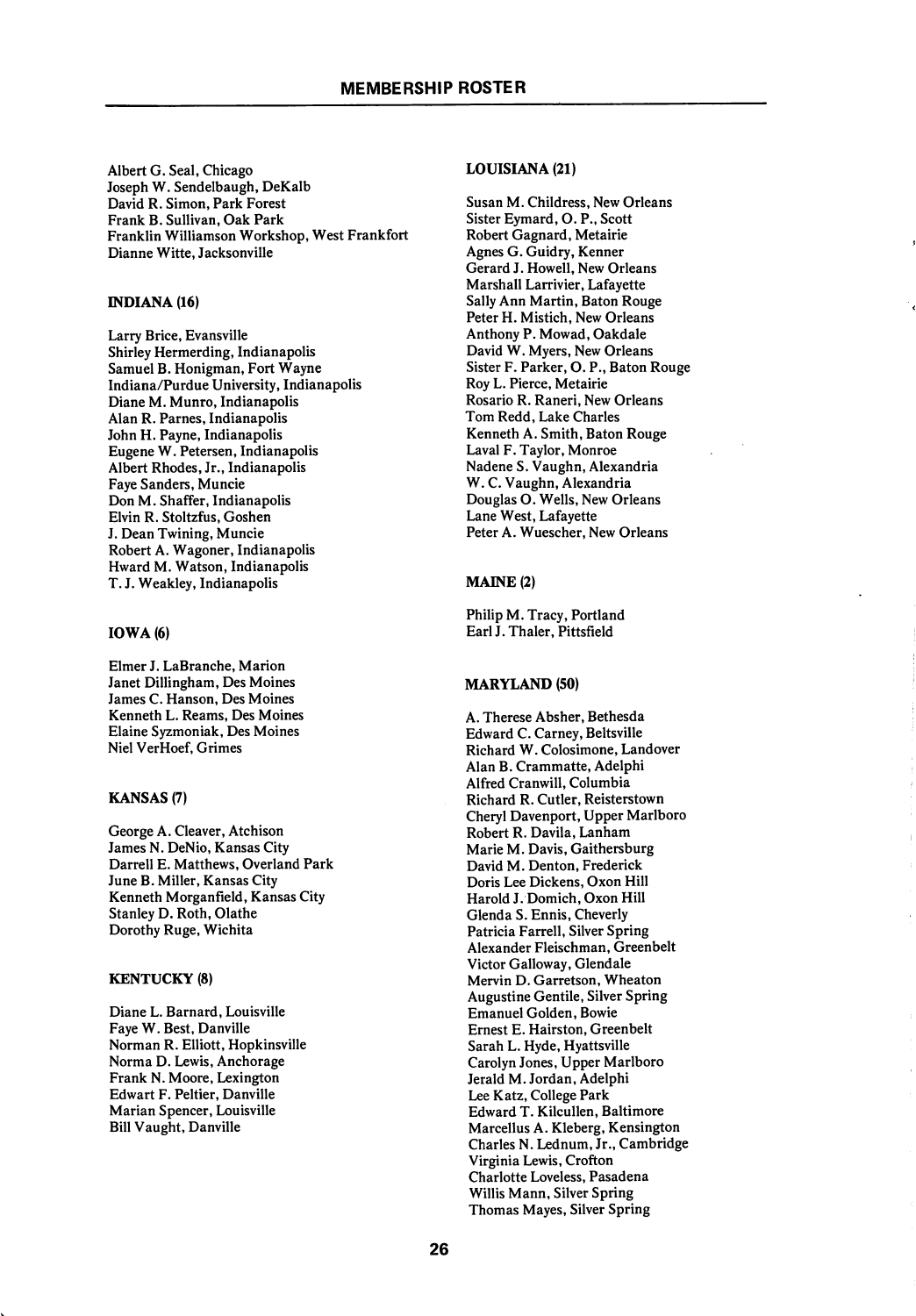Albert G. Seal, Chicago
Joseph W. Sendelbaugh, DeKalb
David R. Simon, Park Forest
Frank B. Sullivan, Oak Park
Franklin Williamson Workshop, West Frankfort
Dianne Witte, Jacksonville

### INDIANA (16)

Larry Brice, Evansville
Shirley Hermerding, Indianapolis
Samuel B. Honigman, Fort Wayne
Indiana/Purdue University, Indianapolis
Diane M. Munro, Indianapolis
Alan R. Parnes, Indianapolis
John H. Payne, Indianapolis
Eugene W. Petersen, Indianapolis
Albert Rhodes, Jr., Indianapolis
Faye Sanders, Muncie
Don M. Shaffer, Indianapolis
Elvin R. Stoltzfus, Goshen
J. Dean Twining, Muncie
Robert A. Wagoner, Indianapolis
Hward M. Watson, Indianapolis
T. J. Weakley, Indianapolis

### IOWA (6)

Elmer J. LaBranche, Marion
Janet Dillingham, Des Moines
James C. Hanson, Des Moines
Kenneth L. Reams, Des Moines
Elaine Syzmoniak, Des Moines
Niel VerHoef, Grimes

### KANSAS (7)

George A. Cleaver, Atchison
James N. DeNio, Kansas City
Darrell E. Matthews, Overland Park
June B. Miller, Kansas City
Kenneth Morganfield, Kansas City
Stanley D. Roth, Olathe
Dorothy Ruge, Wichita

### KENTUCKY (8)

Diane L. Barnard, Louisville
Faye W. Best, Danville
Norman R. Elliott, Hopkinsville
Norma D. Lewis, Anchorage
Frank N. Moore, Lexington
Edwart F. Peltier, Danville
Marian Spencer, Louisville
Bill Vaught, Danville

### LOUISIANA (21)

Susan M. Childress, New Orleans
Sister Eymard, O. P., Scott
Robert Gagnard, Metairie
Agnes G. Guidry, Kenner
Gerard J. Howell, New Orleans
Marshall Larrivier, Lafayette
Sally Ann Martin, Baton Rouge
Peter H. Mistich, New Orleans
Anthony P. Mowad, Oakdale
David W. Myers, New Orleans
Sister F. Parker, O. P., Baton Rouge
Roy L. Pierce, Metairie
Rosario R. Raneri, New Orleans
Tom Redd, Lake Charles
Kenneth A. Smith, Baton Rouge
Laval F. Taylor, Monroe
Nadene S. Vaughn, Alexandria
W. C. Vaughn, Alexandria
Douglas O. Wells, New Orleans
Lane West, Lafayette
Peter A. Wuescher, New Orleans

### MAINE (2)

Philip M. Tracy, Portland
Earl J. Thaler, Pittsfield

### MARYLAND (50)

A. Therese Absher, Bethesda
Edward C. Carney, Beltsville
Richard W. Colosimone, Landover
Alan B. Crammatte, Adelphi
Alfred Cranwill, Columbia
Richard R. Cutler, Reisterstown
Cheryl Davenport, Upper Marlboro
Robert R. Davila, Lanham
Marie M. Davis, Gaithersburg
David M. Denton, Frederick
Doris Lee Dickens, Oxon Hill
Harold J. Domich, Oxon Hill
Glenda S. Ennis, Cheverly
Patricia Farrell, Silver Spring
Alexander Fleischman, Greenbelt
Victor Galloway, Glendale
Mervin D. Garretson, Wheaton
Augustine Gentile, Silver Spring
Emanuel Golden, Bowie
Ernest E. Hairston, Greenbelt
Sarah L. Hyde, Hyattsville
Carolyn Jones, Upper Marlboro
Jerald M. Jordan, Adelphi
Lee Katz, College Park
Edward T. Kilcullen, Baltimore
Marcellus A. Kleberg, Kensington
Charles N. Lednum, Jr., Cambridge
Virginia Lewis, Crofton
Charlotte Loveless, Pasadena
Willis Mann, Silver Spring
Thomas Mayes, Silver Spring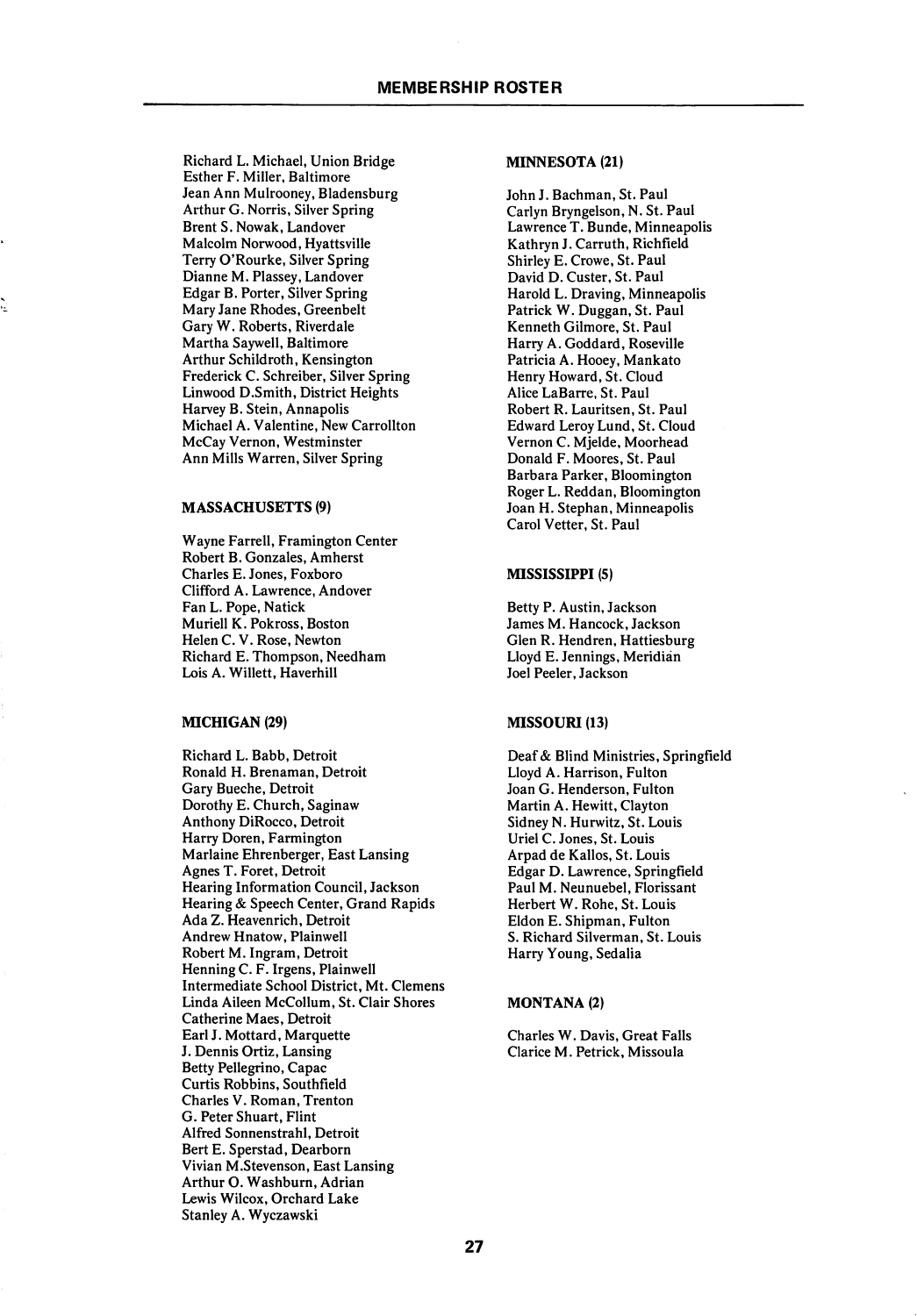Richard L. Michael, Union Bridge
Esther F. Miller, Baltimore
Jean Ann Mulrooney, Bladensburg
Arthur G. Norris, Silver Spring
Brent S. Nowak, Landover
Malcolm Norwood, Hyattsville
Terry O'Rourke, Silver Spring
Dianne M. Plassey, Landover
Edgar B. Porter, Silver Spring
Mary Jane Rhodes, Greenbelt
Gary W. Roberts, Riverdale
Martha Saywell, Baltimore
Arthur Schildroth, Kensington
Frederick C. Schreiber, Silver Spring
Linwood D.Smith, District Heights
Harvey B. Stein, Annapolis
Michael A. Valentine, New Carrollton
McCay Vernon, Westminster
Ann Mills Warren, Silver Spring

### MASSACHUSETTS (9)

Wayne Farrell, Framington Center
Robert B. Gonzales, Amherst
Charles E. Jones, Foxboro
Clifford A. Lawrence, Andover
Fan L. Pope, Natick
Muriell K. Pokross, Boston
Helen C. V. Rose, Newton
Richard E. Thompson, Needham
Lois A. Willett, Haverhill

### MICHIGAN (29)

Richard L. Babb, Detroit
Ronald H. Brenaman, Detroit
Gary Bueche, Detroit
Dorothy E. Church, Saginaw
Anthony DiRocco, Detroit
Harry Doren, Farmington
Marlaine Ehrenberger, East Lansing
Agnes T. Foret, Detroit
Hearing Information Council, Jackson
Hearing & Speech Center, Grand Rapids
Ada Z. Heavenrich, Detroit
Andrew Hnatow, Plainwell
Robert M. Ingram, Detroit
Henning C. F. Irgens, Plainwell
Intermediate School District, Mt. Clemens
Linda Aileen McCollum, St. Clair Shores
Catherine Maes, Detroit
Earl J. Mottard, Marquette
J. Dennis Ortiz, Lansing
Betty Pellegrino, Capac
Curtis Robbins, Southfield
Charles V. Roman, Trenton
G. Peter Shuart, Flint
Alfred Sonnenstrahl, Detroit
Bert E. Sperstad, Dearborn
Vivian M.Stevenson, East Lansing
Arthur O. Washburn, Adrian
Lewis Wilcox, Orchard Lake
Stanley A. Wyczawski

### MINNESOTA (21)

John J. Bachman, St. Paul
Carlyn Bryngelson, N. St. Paul
Lawrence T. Bunde, Minneapolis
Kathryn J. Carruth, Richfield
Shirley E. Crowe, St. Paul
David D. Custer, St. Paul
Harold L. Draving, Minneapolis
Patrick W. Duggan, St. Paul
Kenneth Gilmore, St. Paul
Harry A. Goddard, Roseville
Patricia A. Hooey, Mankato
Henry Howard, St. Cloud
Alice LaBarre, St. Paul
Robert R. Lauritsen, St. Paul
Edward Leroy Lund, St. Cloud
Vernon C. Mjelde, Moorhead
Donald F. Moores, St. Paul
Barbara Parker, Bloomington
Roger L. Reddan, Bloomington
Joan H. Stephan, Minneapolis
Carol Vetter, St. Paul

### MISSISSIPPI (5)

Betty P. Austin, Jackson
James M. Hancock, Jackson
Glen R. Hendren, Hattiesburg
Lloyd E. Jennings, Meridian
Joel Peeler, Jackson

### MISSOURI (13)

Deaf & Blind Ministries, Springfield
Lloyd A. Harrison, Fulton
Joan G. Henderson, Fulton
Martin A. Hewitt, Clayton
Sidney N. Hurwitz, St. Louis
Uriel C. Jones, St. Louis
Arpad de Kallos, St. Louis
Edgar D. Lawrence, Springfield
Paul M. Neunuebel, Florissant
Herbert W. Rohe, St. Louis
Eldon E. Shipman, Fulton
S. Richard Silverman, St. Louis
Harry Young, Sedalia

### MONTANA (2)

Charles W. Davis, Great Falls
Clarice M. Petrick, Missoula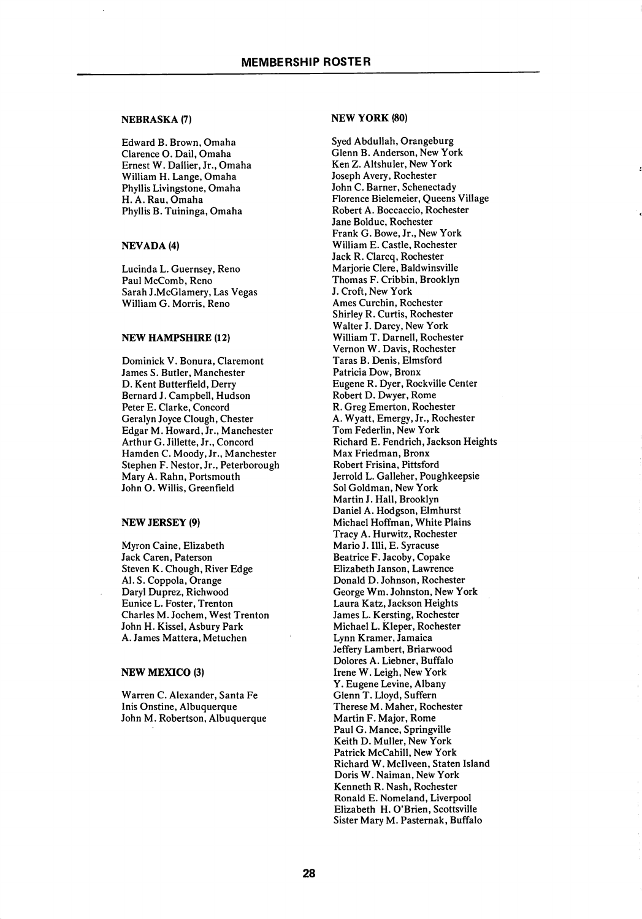# MEMBERSHIP ROSTER

## NEBRASKA (7)

Edward B. Brown, Omaha
Clarence O. Dail, Omaha
Ernest W. Dallier, Jr., Omaha
William H. Lange, Omaha
Phyllis Livingstone, Omaha
H. A. Rau, Omaha
Phyllis B. Tuininga, Omaha

## NEVADA (4)

Lucinda L. Guernsey, Reno
Paul McComb, Reno
Sarah J.McGlamery, Las Vegas
William G. Morris, Reno

## NEW HAMPSHIRE (12)

Dominick V. Bonura, Claremont
James S. Butler, Manchester
D. Kent Butterfield, Derry
Bernard J. Campbell, Hudson
Peter E. Clarke, Concord
Geralyn Joyce Clough, Chester
Edgar M. Howard, Jr., Manchester
Arthur G. Jillette, Jr., Concord
Hamden C. Moody, Jr., Manchester
Stephen F. Nestor, Jr., Peterborough
Mary A. Rahn, Portsmouth
John O. Willis, Greenfield

## NEW JERSEY (9)

Myron Caine, Elizabeth
Jack Caren, Paterson
Steven K. Chough, River Edge
Al. S. Coppola, Orange
Daryl Duprez, Richwood
Eunice L. Foster, Trenton
Charles M. Jochem, West Trenton
John H. Kissel, Asbury Park
A. James Mattera, Metuchen

## NEW MEXICO (3)

Warren C. Alexander, Santa Fe
Inis Onstine, Albuquerque
John M. Robertson, Albuquerque

## NEW YORK (80)

Syed Abdullah, Orangeburg
Glenn B. Anderson, New York
Ken Z. Altshuler, New York
Joseph Avery, Rochester
John C. Barner, Schenectady
Florence Bielemeier, Queens Village
Robert A. Boccaccio, Rochester
Jane Bolduc, Rochester
Frank G. Bowe, Jr., New York
William E. Castle, Rochester
Jack R. Clarcq, Rochester
Marjorie Clere, Baldwinsville
Thomas F. Cribbin, Brooklyn
J. Croft, New York
Ames Curchin, Rochester
Shirley R. Curtis, Rochester
Walter J. Darcy, New York
William T. Darnell, Rochester
Vernon W. Davis, Rochester
Taras B. Denis, Elmsford
Patricia Dow, Bronx
Eugene R. Dyer, Rockville Center
Robert D. Dwyer, Rome
R. Greg Emerton, Rochester
A. Wyatt, Emergy, Jr., Rochester
Tom Federlin, New York
Richard E. Fendrich, Jackson Heights
Max Friedman, Bronx
Robert Frisina, Pittsford
Jerrold L. Galleher, Poughkeepsie
Sol Goldman, New York
Martin J. Hall, Brooklyn
Daniel A. Hodgson, Elmhurst
Michael Hoffman, White Plains
Tracy A. Hurwitz, Rochester
Mario J. Illi, E. Syracuse
Beatrice F. Jacoby, Copake
Elizabeth Janson, Lawrence
Donald D. Johnson, Rochester
George Wm. Johnston, New York
Laura Katz, Jackson Heights
James L. Kersting, Rochester
Michael L. Kleper, Rochester
Lynn Kramer, Jamaica
Jeffery Lambert, Briarwood
Dolores A. Liebner, Buffalo
Irene W. Leigh, New York
Y. Eugene Levine, Albany
Glenn T. Lloyd, Suffern
Therese M. Maher, Rochester
Martin F. Major, Rome
Paul G. Mance, Springville
Keith D. Muller, New York
Patrick McCahill, New York
Richard W. McIlveen, Staten Island
Doris W. Naiman, New York
Kenneth R. Nash, Rochester
Ronald E. Nomeland, Liverpool
Elizabeth H. O'Brien, Scottsville
Sister Mary M. Pasternak, Buffalo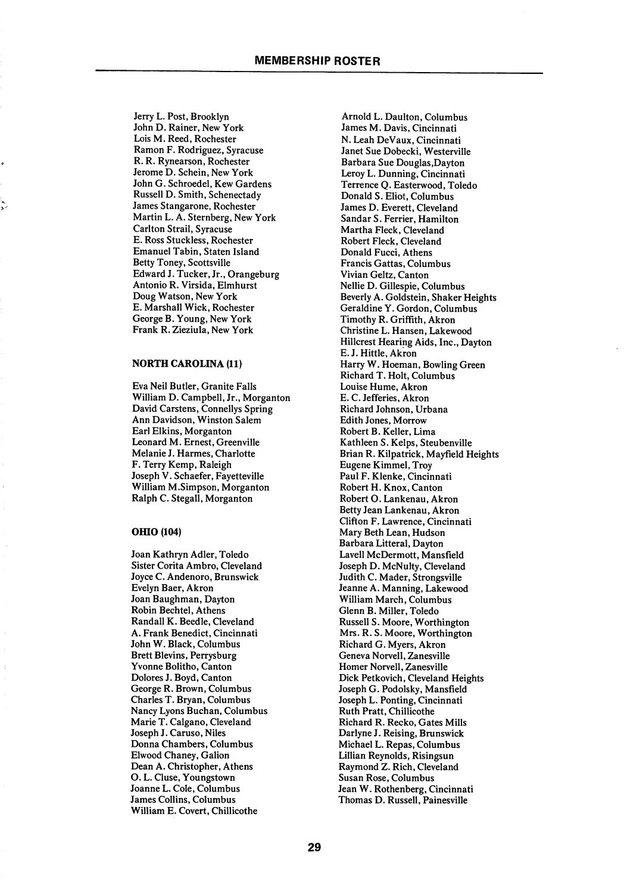Jerry L. Post, Brooklyn
John D. Rainer, New York
Lois M. Reed, Rochester
Ramon F. Rodriguez, Syracuse
R. R. Rynearson, Rochester
Jerome D. Schein, New York
John G. Schroedel, Kew Gardens
Russell D. Smith, Schenectady
James Stangarone, Rochester
Martin L. A. Sternberg, New York
Carlton Strail, Syracuse
E. Ross Stuckless, Rochester
Emanuel Tabin, Staten Island
Betty Toney, Scottsville
Edward J. Tucker, Jr., Orangeburg
Antonio R. Virsida, Elmhurst
Doug Watson, New York
E. Marshall Wick, Rochester
George B. Young, New York
Frank R. Zieziula, New York

**NORTH CAROLINA (11)**

Eva Neil Butler, Granite Falls
William D. Campbell, Jr., Morganton
David Carstens, Connellys Spring
Ann Davidson, Winston Salem
Earl Elkins, Morganton
Leonard M. Ernest, Greenville
Melanie J. Harmes, Charlotte
F. Terry Kemp, Raleigh
Joseph V. Schaefer, Fayetteville
William M.Simpson, Morganton
Ralph C. Stegall, Morganton

**OHIO (104)**

Joan Kathryn Adler, Toledo
Sister Corita Ambro, Cleveland
Joyce C. Andenoro, Brunswick
Evelyn Baer, Akron
Joan Baughman, Dayton
Robin Bechtel, Athens
Randall K. Beedle, Cleveland
A. Frank Benedict, Cincinnati
John W. Black, Columbus
Brett Blevins, Perrysburg
Yvonne Bolitho, Canton
Dolores J. Boyd, Canton
George R. Brown, Columbus
Charles T. Bryan, Columbus
Nancy Lyons Buchan, Columbus
Marie T. Calgano, Cleveland
Joseph J. Caruso, Niles
Donna Chambers, Columbus
Elwood Chaney, Galion
Dean A. Christopher, Athens
O. L. Cluse, Youngstown
Joanne L. Cole, Columbus
James Collins, Columbus
William E. Covert, Chillicothe
Arnold L. Daulton, Columbus
James M. Davis, Cincinnati
N. Leah DeVaux, Cincinnati
Janet Sue Dobecki, Westerville
Barbara Sue Douglas,Dayton
Leroy L. Dunning, Cincinnati
Terrence Q. Easterwood, Toledo
Donald S. Eliot, Columbus
James D. Everett, Cleveland
Sandar S. Ferrier, Hamilton
Martha Fleck, Cleveland
Robert Fleck, Cleveland
Donald Fucci, Athens
Francis Gattas, Columbus
Vivian Geltz, Canton
Nellie D. Gillespie, Columbus
Beverly A. Goldstein, Shaker Heights
Geraldine Y. Gordon, Columbus
Timothy R. Griffith, Akron
Christine L. Hansen, Lakewood
Hillcrest Hearing Aids, Inc., Dayton
E. J. Hittle, Akron
Harry W. Hoeman, Bowling Green
Richard T. Holt, Columbus
Louise Hume, Akron
E. C. Jefferies, Akron
Richard Johnson, Urbana
Edith Jones, Morrow
Robert B. Keller, Lima
Kathleen S. Kelps, Steubenville
Brian R. Kilpatrick, Mayfield Heights
Eugene Kimmel, Troy
Paul F. Klenke, Cincinnati
Robert H. Knox, Canton
Robert O. Lankenau, Akron
Betty Jean Lankenau, Akron
Clifton F. Lawrence, Cincinnati
Mary Beth Lean, Hudson
Barbara Litteral, Dayton
Lavell McDermott, Mansfield
Joseph D. McNulty, Cleveland
Judith C. Mader, Strongsville
Jeanne A. Manning, Lakewood
William March, Columbus
Glenn B. Miller, Toledo
Russell S. Moore, Worthington
Mrs. R. S. Moore, Worthington
Richard G. Myers, Akron
Geneva Norvell, Zanesville
Homer Norvell, Zanesville
Dick Petkovich, Cleveland Heights
Joseph G. Podolsky, Mansfield
Joseph L. Ponting, Cincinnati
Ruth Pratt, Chillicothe
Richard R. Recko, Gates Mills
Darlyne J. Reising, Brunswick
Michael L. Repas, Columbus
Lillian Reynolds, Risingsun
Raymond Z. Rich, Cleveland
Susan Rose, Columbus
Jean W. Rothenberg, Cincinnati
Thomas D. Russell, Painesville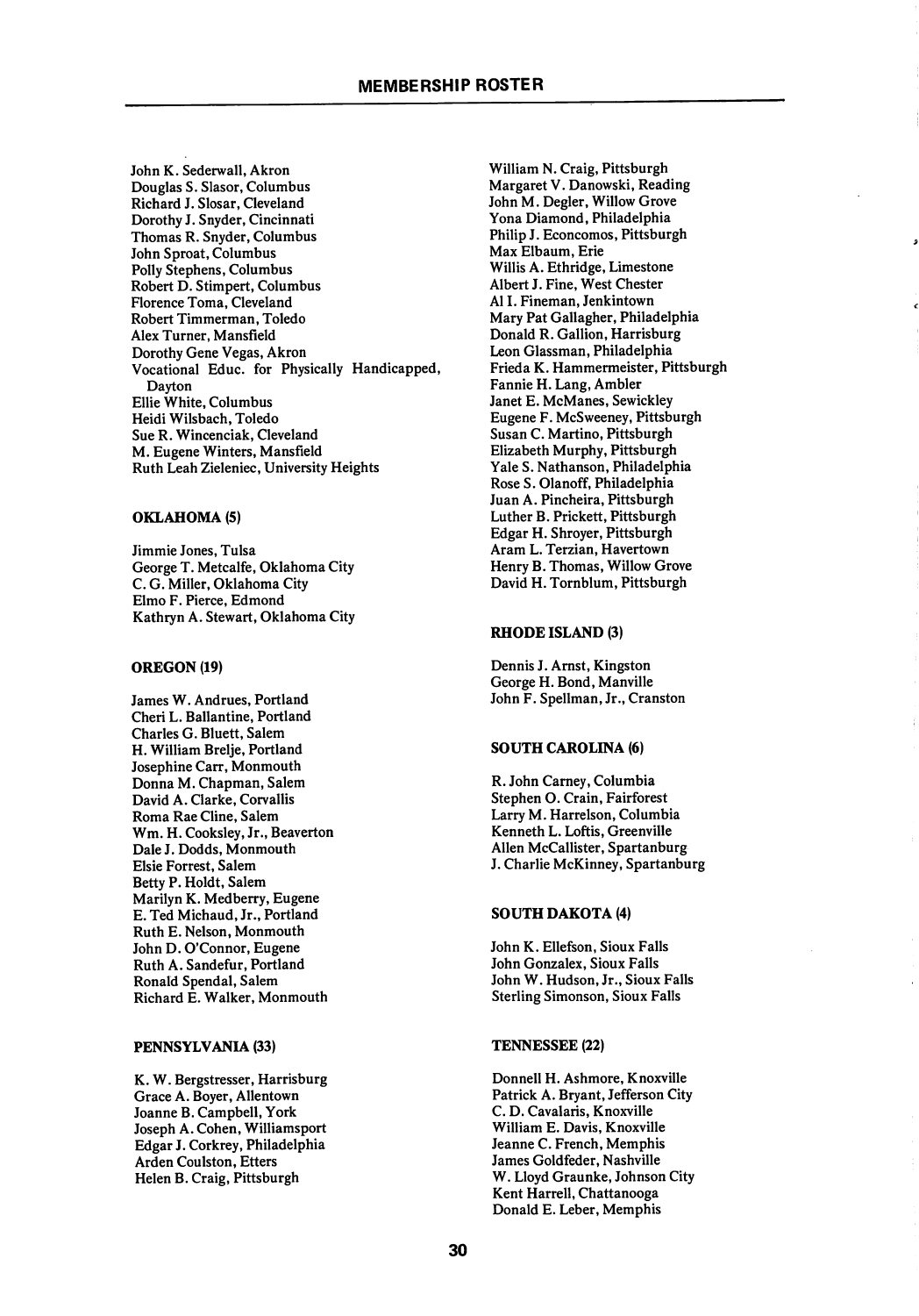John K. Sederwall, Akron
Douglas S. Slasor, Columbus
Richard J. Slosar, Cleveland
Dorothy J. Snyder, Cincinnati
Thomas R. Snyder, Columbus
John Sproat, Columbus
Polly Stephens, Columbus
Robert D. Stimpert, Columbus
Florence Toma, Cleveland
Robert Timmerman, Toledo
Alex Turner, Mansfield
Dorothy Gene Vegas, Akron
Vocational Educ. for Physically Handicapped, Dayton
Ellie White, Columbus
Heidi Wilsbach, Toledo
Sue R. Wincenciak, Cleveland
M. Eugene Winters, Mansfield
Ruth Leah Zieleniec, University Heights

**OKLAHOMA (5)**

Jimmie Jones, Tulsa
George T. Metcalfe, Oklahoma City
C. G. Miller, Oklahoma City
Elmo F. Pierce, Edmond
Kathryn A. Stewart, Oklahoma City

**OREGON (19)**

James W. Andrues, Portland
Cheri L. Ballantine, Portland
Charles G. Bluett, Salem
H. William Brelje, Portland
Josephine Carr, Monmouth
Donna M. Chapman, Salem
David A. Clarke, Corvallis
Roma Rae Cline, Salem
Wm. H. Cooksley, Jr., Beaverton
Dale J. Dodds, Monmouth
Elsie Forrest, Salem
Betty P. Holdt, Salem
Marilyn K. Medberry, Eugene
E. Ted Michaud, Jr., Portland
Ruth E. Nelson, Monmouth
John D. O'Connor, Eugene
Ruth A. Sandefur, Portland
Ronald Spendal, Salem
Richard E. Walker, Monmouth

**PENNSYLVANIA (33)**

K. W. Bergstresser, Harrisburg
Grace A. Boyer, Allentown
Joanne B. Campbell, York
Joseph A. Cohen, Williamsport
Edgar J. Corkrey, Philadelphia
Arden Coulston, Etters
Helen B. Craig, Pittsburgh
William N. Craig, Pittsburgh
Margaret V. Danowski, Reading
John M. Degler, Willow Grove
Yona Diamond, Philadelphia
Philip J. Econcomos, Pittsburgh
Max Elbaum, Erie
Willis A. Ethridge, Limestone
Albert J. Fine, West Chester
Al I. Fineman, Jenkintown
Mary Pat Gallagher, Philadelphia
Donald R. Gallion, Harrisburg
Leon Glassman, Philadelphia
Frieda K. Hammermeister, Pittsburgh
Fannie H. Lang, Ambler
Janet E. McManes, Sewickley
Eugene F. McSweeney, Pittsburgh
Susan C. Martino, Pittsburgh
Elizabeth Murphy, Pittsburgh
Yale S. Nathanson, Philadelphia
Rose S. Olanoff, Philadelphia
Juan A. Pincheira, Pittsburgh
Luther B. Prickett, Pittsburgh
Edgar H. Shroyer, Pittsburgh
Aram L. Terzian, Havertown
Henry B. Thomas, Willow Grove
David H. Tornblum, Pittsburgh

**RHODE ISLAND (3)**

Dennis J. Arnst, Kingston
George H. Bond, Manville
John F. Spellman, Jr., Cranston

**SOUTH CAROLINA (6)**

R. John Carney, Columbia
Stephen O. Crain, Fairforest
Larry M. Harrelson, Columbia
Kenneth L. Loftis, Greenville
Allen McCallister, Spartanburg
J. Charlie McKinney, Spartanburg

**SOUTH DAKOTA (4)**

John K. Ellefson, Sioux Falls
John Gonzalex, Sioux Falls
John W. Hudson, Jr., Sioux Falls
Sterling Simonson, Sioux Falls

**TENNESSEE (22)**

Donnell H. Ashmore, Knoxville
Patrick A. Bryant, Jefferson City
C. D. Cavalaris, Knoxville
William E. Davis, Knoxville
Jeanne C. French, Memphis
James Goldfeder, Nashville
W. Lloyd Graunke, Johnson City
Kent Harrell, Chattanooga
Donald E. Leber, Memphis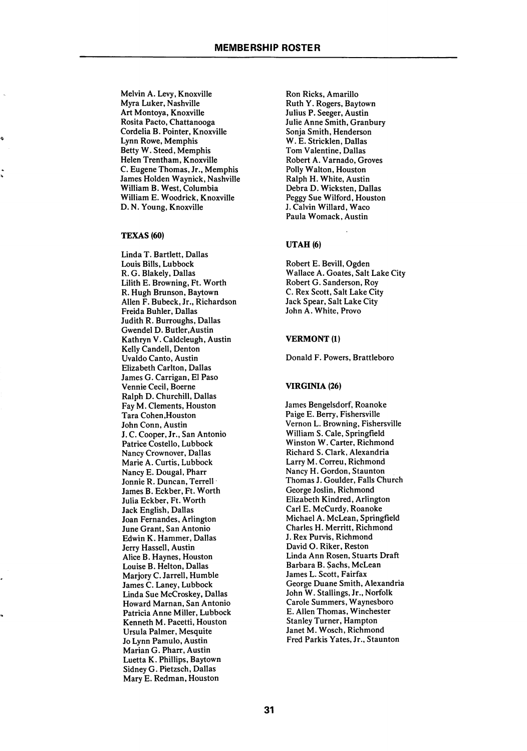Melvin A. Levy, Knoxville
Myra Luker, Nashville
Art Montoya, Knoxville
Rosita Pacto, Chattanooga
Cordelia B. Pointer, Knoxville
Lynn Rowe, Memphis
Betty W. Steed, Memphis
Helen Trentham, Knoxville
C. Eugene Thomas, Jr., Memphis
James Holden Waynick, Nashville
William B. West, Columbia
William E. Woodrick, Knoxville
D. N. Young, Knoxville

**TEXAS (60)**

Linda T. Bartlett, Dallas
Louis Bills, Lubbock
R. G. Blakely, Dallas
Lilith E. Browning, Ft. Worth
R. Hugh Brunson, Baytown
Allen F. Bubeck, Jr., Richardson
Freida Buhler, Dallas
Judith R. Burroughs, Dallas
Gwendel D. Butler, Austin
Kathryn V. Caldcleugh, Austin
Kelly Candell, Denton
Uvaldo Canto, Austin
Elizabeth Carlton, Dallas
James G. Carrigan, El Paso
Vennie Cecil, Boerne
Ralph D. Churchill, Dallas
Fay M. Clements, Houston
Tara Cohen, Houston
John Conn, Austin
J. C. Cooper, Jr., San Antonio
Patrice Costello, Lubbock
Nancy Crownover, Dallas
Marie A. Curtis, Lubbock
Nancy E. Dougal, Pharr
Jonnie R. Duncan, Terrell
James B. Eckber, Ft. Worth
Julia Eckber, Ft. Worth
Jack English, Dallas
Joan Fernandes, Arlington
June Grant, San Antonio
Edwin K. Hammer, Dallas
Jerry Hassell, Austin
Alice B. Haynes, Houston
Louise B. Helton, Dallas
Marjory C. Jarrell, Humble
James C. Laney, Lubbock
Linda Sue McCroskey, Dallas
Howard Marnan, San Antonio
Patricia Anne Miller, Lubbock
Kenneth M. Pacetti, Houston
Ursula Palmer, Mesquite
Jo Lynn Pamulo, Austin
Marian G. Pharr, Austin
Luetta K. Phillips, Baytown
Sidney G. Pietzsch, Dallas
Mary E. Redman, Houston
Ron Ricks, Amarillo
Ruth Y. Rogers, Baytown
Julius P. Seeger, Austin
Julie Anne Smith, Granbury
Sonja Smith, Henderson
W. E. Stricklen, Dallas
Tom Valentine, Dallas
Robert A. Varnado, Groves
Polly Walton, Houston
Ralph H. White, Austin
Debra D. Wicksten, Dallas
Peggy Sue Wilford, Houston
J. Calvin Willard, Waco
Paula Womack, Austin

**UTAH (6)**

Robert E. Bevill, Ogden
Wallace A. Goates, Salt Lake City
Robert G. Sanderson, Roy
C. Rex Scott, Salt Lake City
Jack Spear, Salt Lake City
John A. White, Provo

**VERMONT (1)**

Donald F. Powers, Brattleboro

**VIRGINIA (26)**

James Bengelsdorf, Roanoke
Paige E. Berry, Fishersville
Vernon L. Browning, Fishersville
William S. Cale, Springfield
Winston W. Carter, Richmond
Richard S. Clark, Alexandria
Larry M. Correu, Richmond
Nancy H. Gordon, Staunton
Thomas J. Goulder, Falls Church
George Joslin, Richmond
Elizabeth Kindred, Arlington
Carl E. McCurdy, Roanoke
Michael A. McLean, Springfield
Charles H. Merritt, Richmond
J. Rex Purvis, Richmond
David O. Riker, Reston
Linda Ann Rosen, Stuarts Draft
Barbara B. Sachs, McLean
James L. Scott, Fairfax
George Duane Smith, Alexandria
John W. Stallings, Jr., Norfolk
Carole Summers, Waynesboro
E. Allen Thomas, Winchester
Stanley Turner, Hampton
Janet M. Wosch, Richmond
Fred Parkis Yates, Jr., Staunton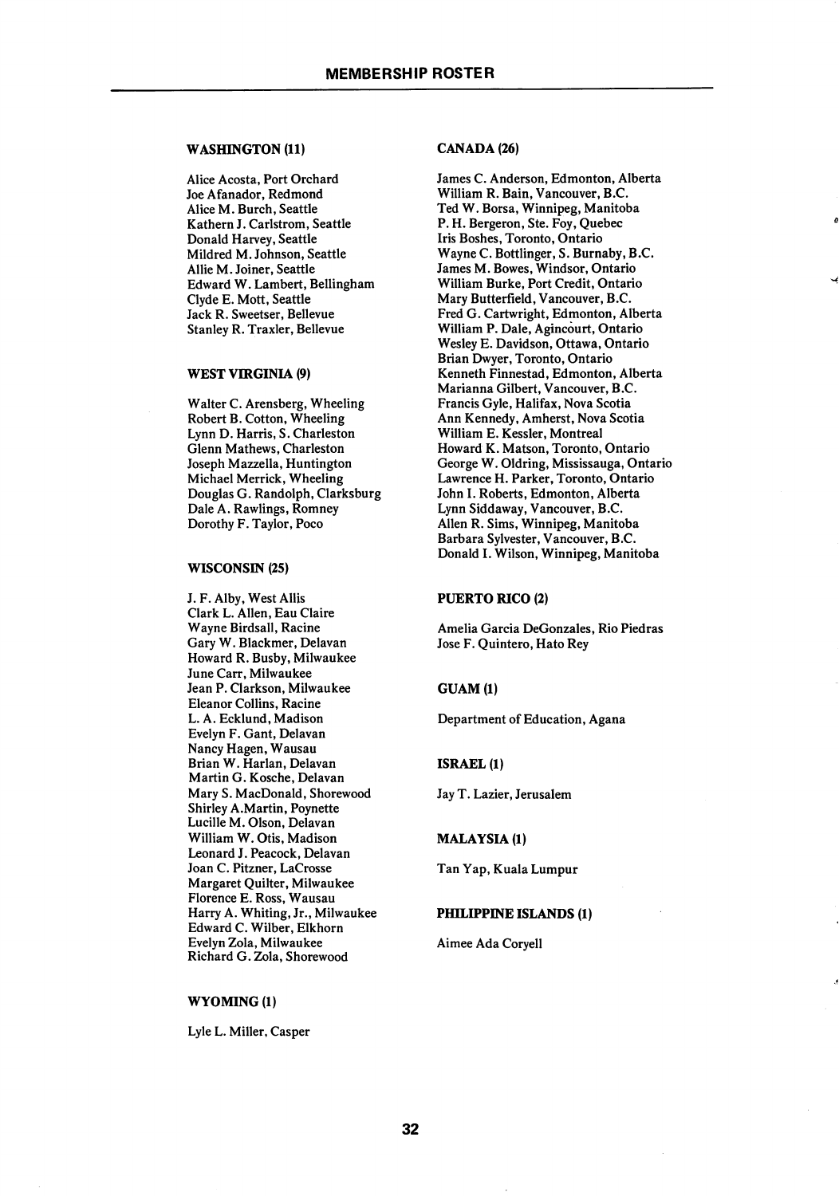## MEMBERSHIP ROSTER

### WASHINGTON (11)

Alice Acosta, Port Orchard
Joe Afanador, Redmond
Alice M. Burch, Seattle
Kathern J. Carlstrom, Seattle
Donald Harvey, Seattle
Mildred M. Johnson, Seattle
Allie M. Joiner, Seattle
Edward W. Lambert, Bellingham
Clyde E. Mott, Seattle
Jack R. Sweetser, Bellevue
Stanley R. Traxler, Bellevue

### WEST VIRGINIA (9)

Walter C. Arensberg, Wheeling
Robert B. Cotton, Wheeling
Lynn D. Harris, S. Charleston
Glenn Mathews, Charleston
Joseph Mazzella, Huntington
Michael Merrick, Wheeling
Douglas G. Randolph, Clarksburg
Dale A. Rawlings, Romney
Dorothy F. Taylor, Poco

### WISCONSIN (25)

J. F. Alby, West Allis
Clark L. Allen, Eau Claire
Wayne Birdsall, Racine
Gary W. Blackmer, Delavan
Howard R. Busby, Milwaukee
June Carr, Milwaukee
Jean P. Clarkson, Milwaukee
Eleanor Collins, Racine
L. A. Ecklund, Madison
Evelyn F. Gant, Delavan
Nancy Hagen, Wausau
Brian W. Harlan, Delavan
Martin G. Kosche, Delavan
Mary S. MacDonald, Shorewood
Shirley A.Martin, Poynette
Lucille M. Olson, Delavan
William W. Otis, Madison
Leonard J. Peacock, Delavan
Joan C. Pitzner, LaCrosse
Margaret Quilter, Milwaukee
Florence E. Ross, Wausau
Harry A. Whiting, Jr., Milwaukee
Edward C. Wilber, Elkhorn
Evelyn Zola, Milwaukee
Richard G. Zola, Shorewood

### WYOMING (1)

Lyle L. Miller, Casper

### CANADA (26)

James C. Anderson, Edmonton, Alberta
William R. Bain, Vancouver, B.C.
Ted W. Borsa, Winnipeg, Manitoba
P. H. Bergeron, Ste. Foy, Quebec
Iris Boshes, Toronto, Ontario
Wayne C. Bottlinger, S. Burnaby, B.C.
James M. Bowes, Windsor, Ontario
William Burke, Port Credit, Ontario
Mary Butterfield, Vancouver, B.C.
Fred G. Cartwright, Edmonton, Alberta
William P. Dale, Agincourt, Ontario
Wesley E. Davidson, Ottawa, Ontario
Brian Dwyer, Toronto, Ontario
Kenneth Finnestad, Edmonton, Alberta
Marianna Gilbert, Vancouver, B.C.
Francis Gyle, Halifax, Nova Scotia
Ann Kennedy, Amherst, Nova Scotia
William E. Kessler, Montreal
Howard K. Matson, Toronto, Ontario
George W. Oldring, Mississauga, Ontario
Lawrence H. Parker, Toronto, Ontario
John I. Roberts, Edmonton, Alberta
Lynn Siddaway, Vancouver, B.C.
Allen R. Sims, Winnipeg, Manitoba
Barbara Sylvester, Vancouver, B.C.
Donald I. Wilson, Winnipeg, Manitoba

### PUERTO RICO (2)

Amelia Garcia DeGonzales, Rio Piedras
Jose F. Quintero, Hato Rey

### GUAM (1)

Department of Education, Agana

### ISRAEL (1)

Jay T. Lazier, Jerusalem

### MALAYSIA (1)

Tan Yap, Kuala Lumpur

### PHILIPPINE ISLANDS (1)

Aimee Ada Coryell